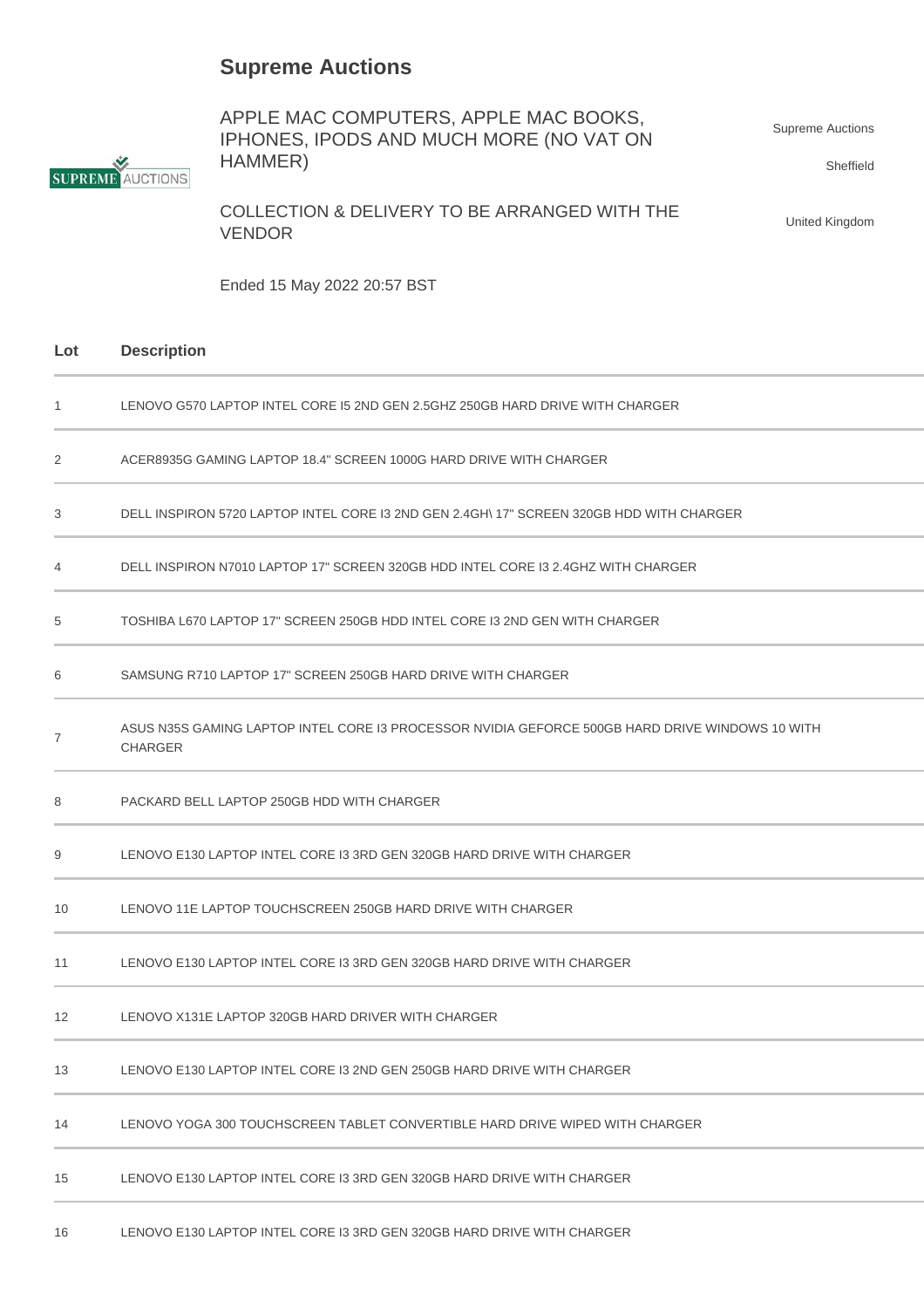# Supreme Auctions

APPLE MAC COMPUTERS, APPLE MAC BOOKS, IPHONES, IPODS AND MUCH MORE (NO VAT ON HAMMER)

COLLECTION & DELIVERY TO BE ARRANGED WITH THE VENDOR

Ended 15 May 2022 20:57 BST

Supreme Auctions

Sheffield

United Kingdom

| Lot | Description |
|---|---|
| 1 | LENOVO G570 LAPTOP INTEL CORE I5 2ND GEN 2.5GHZ 250GB HARD DRIVE WITH CHARGER |
| 2 | ACER8935G GAMING LAPTOP 18.4" SCREEN 1000G HARD DRIVE WITH CHARGER |
| 3 | DELL INSPIRON 5720 LAPTOP INTEL CORE I3 2ND GEN 2.4GH\ 17" SCREEN 320GB HDD WITH CHARGER |
| 4 | DELL INSPIRON N7010 LAPTOP 17" SCREEN 320GB HDD INTEL CORE I3 2.4GHZ WITH CHARGER |
| 5 | TOSHIBA L670 LAPTOP 17" SCREEN 250GB HDD INTEL CORE I3 2ND GEN WITH CHARGER |
| 6 | SAMSUNG R710 LAPTOP 17" SCREEN 250GB HARD DRIVE WITH CHARGER |
| 7 | ASUS N35S GAMING LAPTOP INTEL CORE I3 PROCESSOR NVIDIA GEFORCE 500GB HARD DRIVE WINDOWS 10 WITH CHARGER |
| 8 | PACKARD BELL LAPTOP 250GB HDD WITH CHARGER |
| 9 | LENOVO E130 LAPTOP INTEL CORE I3 3RD GEN 320GB HARD DRIVE WITH CHARGER |
| 10 | LENOVO 11E LAPTOP TOUCHSCREEN 250GB HARD DRIVE WITH CHARGER |
| 11 | LENOVO E130 LAPTOP INTEL CORE I3 3RD GEN 320GB HARD DRIVE WITH CHARGER |
| 12 | LENOVO X131E LAPTOP 320GB HARD DRIVER WITH CHARGER |
| 13 | LENOVO E130 LAPTOP INTEL CORE I3 2ND GEN 250GB HARD DRIVE WITH CHARGER |
| 14 | LENOVO YOGA 300 TOUCHSCREEN TABLET CONVERTIBLE HARD DRIVE WIPED WITH CHARGER |
| 15 | LENOVO E130 LAPTOP INTEL CORE I3 3RD GEN 320GB HARD DRIVE WITH CHARGER |
| 16 | LENOVO E130 LAPTOP INTEL CORE I3 3RD GEN 320GB HARD DRIVE WITH CHARGER |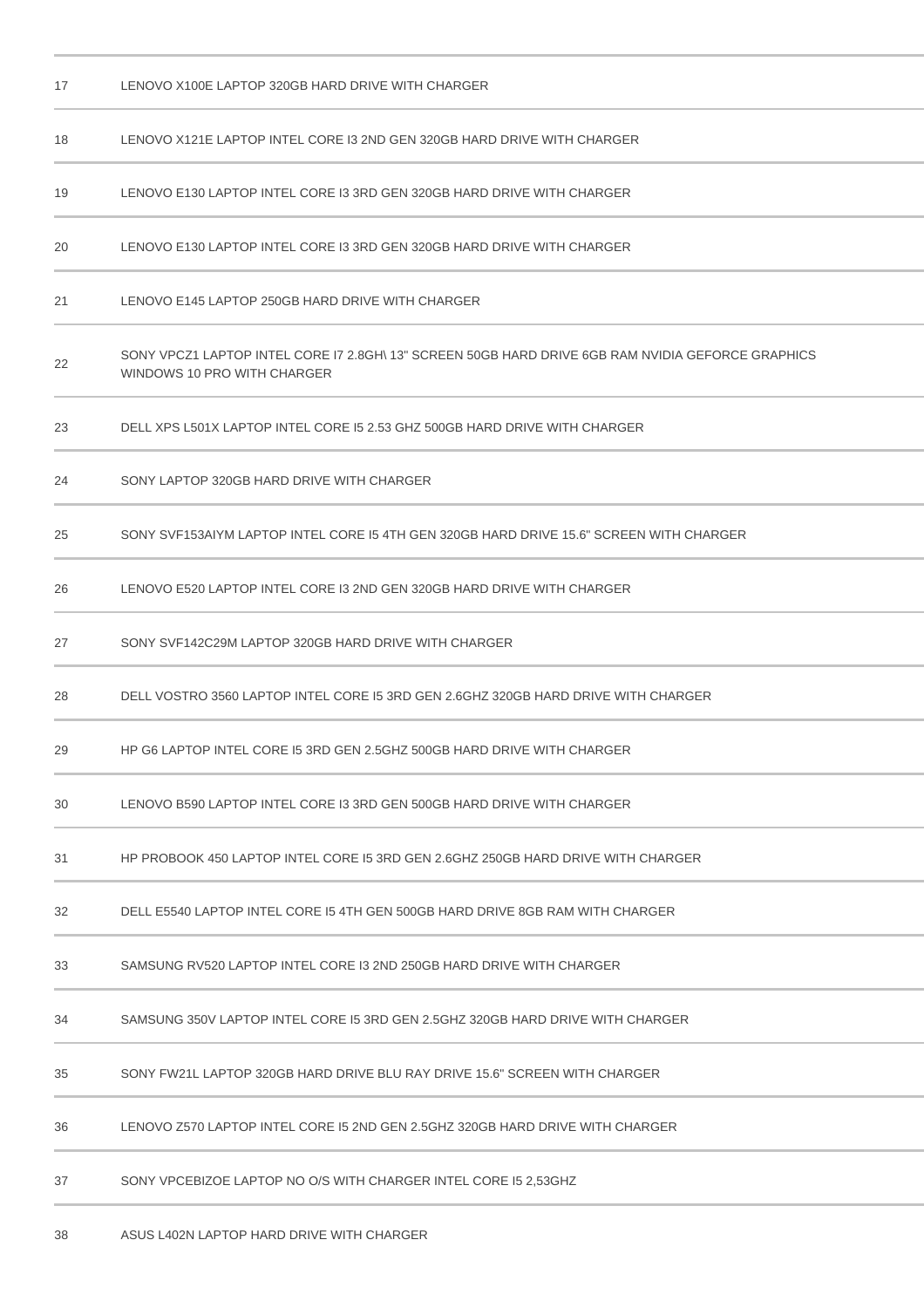| | |
|---|---|
| 17 | LENOVO X100E LAPTOP 320GB HARD DRIVE WITH CHARGER |
| 18 | LENOVO X121E LAPTOP INTEL CORE I3 2ND GEN 320GB HARD DRIVE WITH CHARGER |
| 19 | LENOVO E130 LAPTOP INTEL CORE I3 3RD GEN 320GB HARD DRIVE WITH CHARGER |
| 20 | LENOVO E130 LAPTOP INTEL CORE I3 3RD GEN 320GB HARD DRIVE WITH CHARGER |
| 21 | LENOVO E145 LAPTOP 250GB HARD DRIVE WITH CHARGER |
| 22 | SONY VPCZ1 LAPTOP INTEL CORE I7 2.8GH\ 13" SCREEN 50GB HARD DRIVE 6GB RAM NVIDIA GEFORCE GRAPHICS WINDOWS 10 PRO WITH CHARGER |
| 23 | DELL XPS L501X LAPTOP INTEL CORE I5 2.53 GHZ 500GB HARD DRIVE WITH CHARGER |
| 24 | SONY LAPTOP 320GB HARD DRIVE WITH CHARGER |
| 25 | SONY SVF153AIYM LAPTOP INTEL CORE I5 4TH GEN 320GB HARD DRIVE 15.6" SCREEN WITH CHARGER |
| 26 | LENOVO E520 LAPTOP INTEL CORE I3 2ND GEN 320GB HARD DRIVE WITH CHARGER |
| 27 | SONY SVF142C29M LAPTOP 320GB HARD DRIVE WITH CHARGER |
| 28 | DELL VOSTRO 3560 LAPTOP INTEL CORE I5 3RD GEN 2.6GHZ 320GB HARD DRIVE WITH CHARGER |
| 29 | HP G6 LAPTOP INTEL CORE I5 3RD GEN 2.5GHZ 500GB HARD DRIVE WITH CHARGER |
| 30 | LENOVO B590 LAPTOP INTEL CORE I3 3RD GEN 500GB HARD DRIVE WITH CHARGER |
| 31 | HP PROBOOK 450 LAPTOP INTEL CORE I5 3RD GEN 2.6GHZ 250GB HARD DRIVE WITH CHARGER |
| 32 | DELL E5540 LAPTOP INTEL CORE I5 4TH GEN 500GB HARD DRIVE 8GB RAM WITH CHARGER |
| 33 | SAMSUNG RV520 LAPTOP INTEL CORE I3 2ND 250GB HARD DRIVE WITH CHARGER |
| 34 | SAMSUNG 350V LAPTOP INTEL CORE I5 3RD GEN 2.5GHZ 320GB HARD DRIVE WITH CHARGER |
| 35 | SONY FW21L LAPTOP 320GB HARD DRIVE BLU RAY DRIVE 15.6" SCREEN WITH CHARGER |
| 36 | LENOVO Z570 LAPTOP INTEL CORE I5 2ND GEN 2.5GHZ 320GB HARD DRIVE WITH CHARGER |
| 37 | SONY VPCEBIZOE LAPTOP NO O/S WITH CHARGER INTEL CORE I5 2,53GHZ |
| 38 | ASUS L402N LAPTOP HARD DRIVE WITH CHARGER |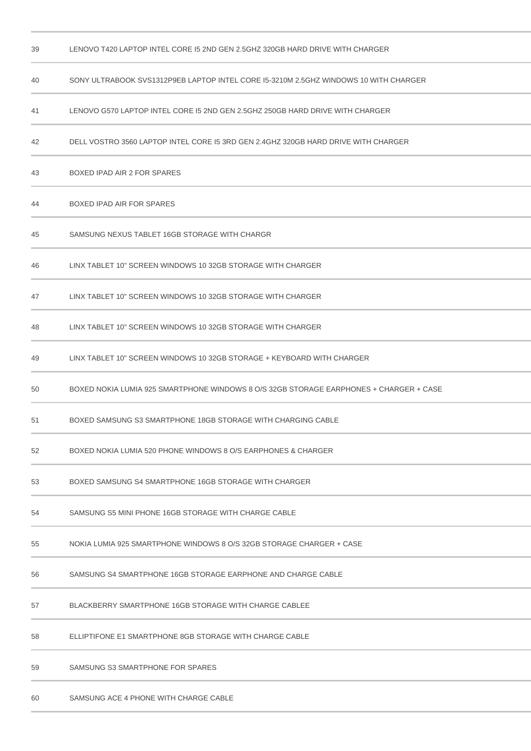| | |
|---|---|
| 39 | LENOVO T420 LAPTOP INTEL CORE I5 2ND GEN 2.5GHZ 320GB HARD DRIVE WITH CHARGER |
| 40 | SONY ULTRABOOK SVS1312P9EB LAPTOP INTEL CORE I5-3210M 2.5GHZ WINDOWS 10 WITH CHARGER |
| 41 | LENOVO G570 LAPTOP INTEL CORE I5 2ND GEN 2.5GHZ 250GB HARD DRIVE WITH CHARGER |
| 42 | DELL VOSTRO 3560 LAPTOP INTEL CORE I5 3RD GEN 2.4GHZ 320GB HARD DRIVE WITH CHARGER |
| 43 | BOXED IPAD AIR 2 FOR SPARES |
| 44 | BOXED IPAD AIR FOR SPARES |
| 45 | SAMSUNG NEXUS TABLET 16GB STORAGE WITH CHARGR |
| 46 | LINX TABLET 10" SCREEN WINDOWS 10 32GB STORAGE WITH CHARGER |
| 47 | LINX TABLET 10" SCREEN WINDOWS 10 32GB STORAGE WITH CHARGER |
| 48 | LINX TABLET 10" SCREEN WINDOWS 10 32GB STORAGE WITH CHARGER |
| 49 | LINX TABLET 10" SCREEN WINDOWS 10 32GB STORAGE + KEYBOARD WITH CHARGER |
| 50 | BOXED NOKIA LUMIA 925 SMARTPHONE WINDOWS 8 O/S 32GB STORAGE EARPHONES + CHARGER + CASE |
| 51 | BOXED SAMSUNG S3 SMARTPHONE 18GB STORAGE WITH CHARGING CABLE |
| 52 | BOXED NOKIA LUMIA 520 PHONE WINDOWS 8 O/S EARPHONES & CHARGER |
| 53 | BOXED SAMSUNG S4 SMARTPHONE 16GB STORAGE WITH CHARGER |
| 54 | SAMSUNG S5 MINI PHONE 16GB STORAGE WITH CHARGE CABLE |
| 55 | NOKIA LUMIA 925 SMARTPHONE WINDOWS 8 O/S 32GB STORAGE CHARGER + CASE |
| 56 | SAMSUNG S4 SMARTPHONE 16GB STORAGE EARPHONE AND CHARGE CABLE |
| 57 | BLACKBERRY SMARTPHONE 16GB STORAGE WITH CHARGE CABLEE |
| 58 | ELLIPTIFONE E1 SMARTPHONE 8GB STORAGE WITH CHARGE CABLE |
| 59 | SAMSUNG S3 SMARTPHONE FOR SPARES |
| 60 | SAMSUNG ACE 4 PHONE WITH CHARGE CABLE |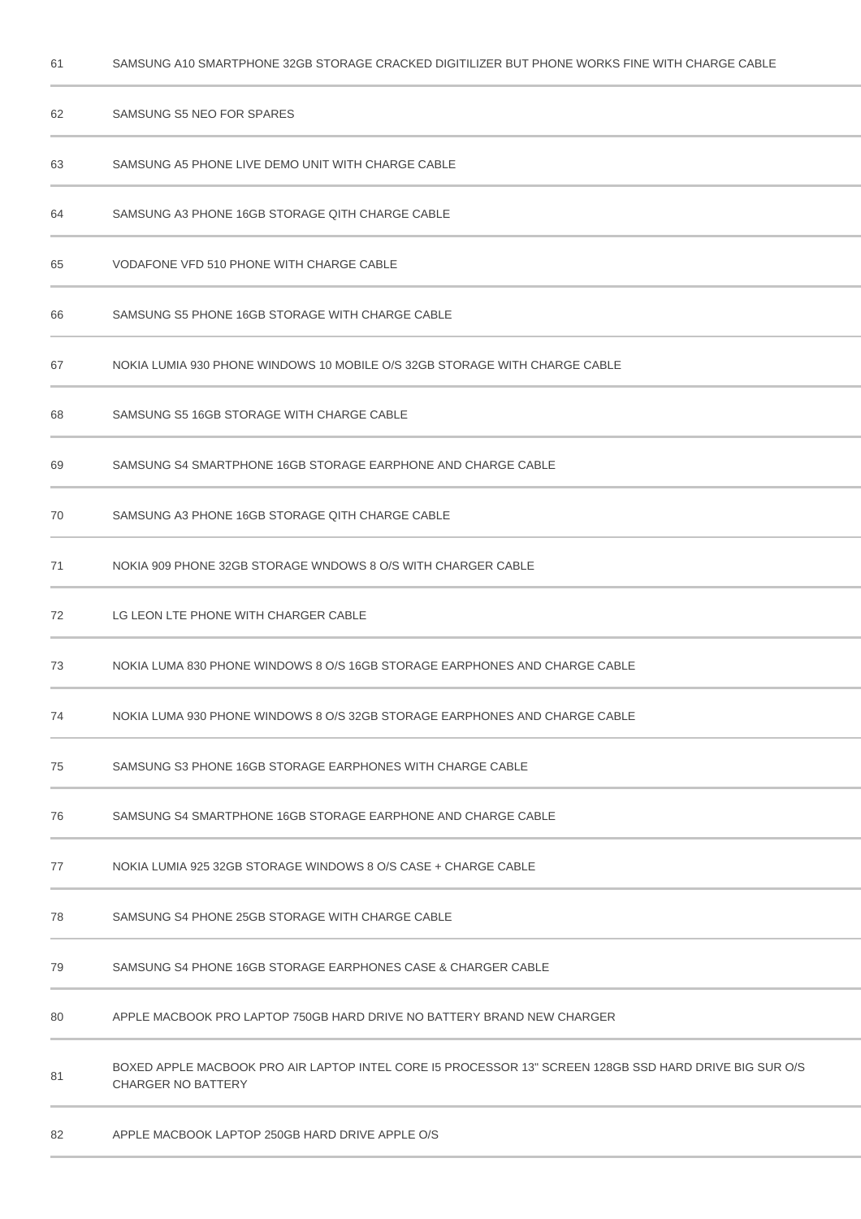| | |
|---|---|
| 61 | SAMSUNG A10 SMARTPHONE 32GB STORAGE CRACKED DIGITILIZER BUT PHONE WORKS FINE WITH CHARGE CABLE |
| 62 | SAMSUNG S5 NEO FOR SPARES |
| 63 | SAMSUNG A5 PHONE LIVE DEMO UNIT WITH CHARGE CABLE |
| 64 | SAMSUNG A3 PHONE 16GB STORAGE QITH CHARGE CABLE |
| 65 | VODAFONE VFD 510 PHONE WITH CHARGE CABLE |
| 66 | SAMSUNG S5 PHONE 16GB STORAGE WITH CHARGE CABLE |
| 67 | NOKIA LUMIA 930 PHONE WINDOWS 10 MOBILE O/S 32GB STORAGE WITH CHARGE CABLE |
| 68 | SAMSUNG S5 16GB STORAGE WITH CHARGE CABLE |
| 69 | SAMSUNG S4 SMARTPHONE 16GB STORAGE EARPHONE AND CHARGE CABLE |
| 70 | SAMSUNG A3 PHONE 16GB STORAGE QITH CHARGE CABLE |
| 71 | NOKIA 909 PHONE 32GB STORAGE WNDOWS 8 O/S WITH CHARGER CABLE |
| 72 | LG LEON LTE PHONE WITH CHARGER CABLE |
| 73 | NOKIA LUMA 830 PHONE WINDOWS 8 O/S 16GB STORAGE EARPHONES AND CHARGE CABLE |
| 74 | NOKIA LUMA 930 PHONE WINDOWS 8 O/S 32GB STORAGE EARPHONES AND CHARGE CABLE |
| 75 | SAMSUNG S3 PHONE 16GB STORAGE EARPHONES WITH CHARGE CABLE |
| 76 | SAMSUNG S4 SMARTPHONE 16GB STORAGE EARPHONE AND CHARGE CABLE |
| 77 | NOKIA LUMIA 925 32GB STORAGE WINDOWS 8 O/S CASE + CHARGE CABLE |
| 78 | SAMSUNG S4 PHONE 25GB STORAGE WITH CHARGE CABLE |
| 79 | SAMSUNG S4 PHONE 16GB STORAGE EARPHONES CASE & CHARGER CABLE |
| 80 | APPLE MACBOOK PRO LAPTOP 750GB HARD DRIVE NO BATTERY BRAND NEW CHARGER |
| 81 | BOXED APPLE MACBOOK PRO AIR LAPTOP INTEL CORE I5 PROCESSOR 13" SCREEN 128GB SSD HARD DRIVE BIG SUR O/S CHARGER NO BATTERY |
| 82 | APPLE MACBOOK LAPTOP 250GB HARD DRIVE APPLE O/S |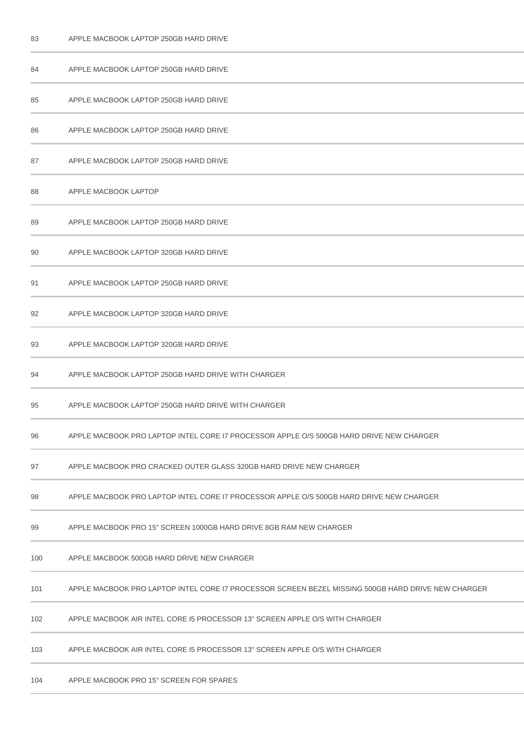| | |
|---|---|
| 83 | APPLE MACBOOK LAPTOP 250GB HARD DRIVE |
| 84 | APPLE MACBOOK LAPTOP 250GB HARD DRIVE |
| 85 | APPLE MACBOOK LAPTOP 250GB HARD DRIVE |
| 86 | APPLE MACBOOK LAPTOP 250GB HARD DRIVE |
| 87 | APPLE MACBOOK LAPTOP 250GB HARD DRIVE |
| 88 | APPLE MACBOOK LAPTOP |
| 89 | APPLE MACBOOK LAPTOP 250GB HARD DRIVE |
| 90 | APPLE MACBOOK LAPTOP 320GB HARD DRIVE |
| 91 | APPLE MACBOOK LAPTOP 250GB HARD DRIVE |
| 92 | APPLE MACBOOK LAPTOP 320GB HARD DRIVE |
| 93 | APPLE MACBOOK LAPTOP 320GB HARD DRIVE |
| 94 | APPLE MACBOOK LAPTOP 250GB HARD DRIVE WITH CHARGER |
| 95 | APPLE MACBOOK LAPTOP 250GB HARD DRIVE WITH CHARGER |
| 96 | APPLE MACBOOK PRO LAPTOP INTEL CORE I7 PROCESSOR APPLE O/S 500GB HARD DRIVE NEW CHARGER |
| 97 | APPLE MACBOOK PRO CRACKED OUTER GLASS 320GB HARD DRIVE NEW CHARGER |
| 98 | APPLE MACBOOK PRO LAPTOP INTEL CORE I7 PROCESSOR APPLE O/S 500GB HARD DRIVE NEW CHARGER |
| 99 | APPLE MACBOOK PRO 15" SCREEN 1000GB HARD DRIVE 8GB RAM NEW CHARGER |
| 100 | APPLE MACBOOK 500GB HARD DRIVE NEW CHARGER |
| 101 | APPLE MACBOOK PRO LAPTOP INTEL CORE I7 PROCESSOR SCREEN BEZEL MISSING 500GB HARD DRIVE NEW CHARGER |
| 102 | APPLE MACBOOK AIR INTEL CORE I5 PROCESSOR 13" SCREEN APPLE O/S WITH CHARGER |
| 103 | APPLE MACBOOK AIR INTEL CORE I5 PROCESSOR 13" SCREEN APPLE O/S WITH CHARGER |
| 104 | APPLE MACBOOK PRO 15" SCREEN FOR SPARES |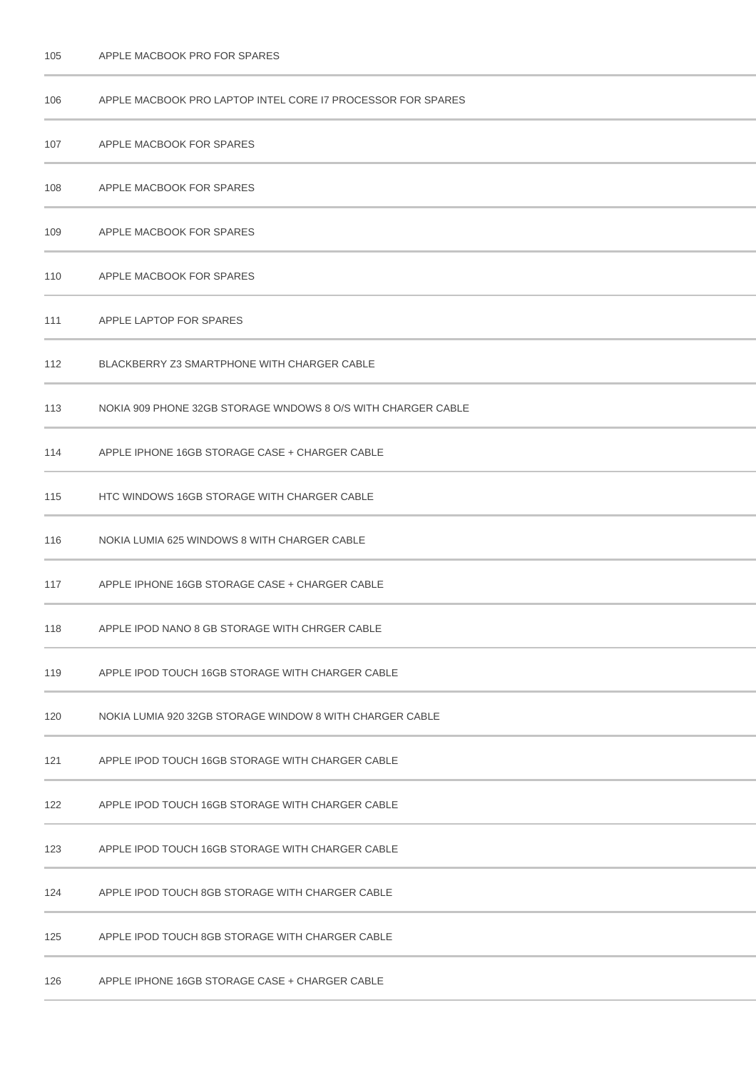| | |
|---|---|
| 105 | APPLE MACBOOK PRO FOR SPARES |
| 106 | APPLE MACBOOK PRO LAPTOP INTEL CORE I7 PROCESSOR FOR SPARES |
| 107 | APPLE MACBOOK FOR SPARES |
| 108 | APPLE MACBOOK FOR SPARES |
| 109 | APPLE MACBOOK FOR SPARES |
| 110 | APPLE MACBOOK FOR SPARES |
| 111 | APPLE LAPTOP FOR SPARES |
| 112 | BLACKBERRY Z3 SMARTPHONE WITH CHARGER CABLE |
| 113 | NOKIA 909 PHONE 32GB STORAGE WNDOWS 8 O/S WITH CHARGER CABLE |
| 114 | APPLE IPHONE 16GB STORAGE CASE + CHARGER CABLE |
| 115 | HTC WINDOWS 16GB STORAGE WITH CHARGER CABLE |
| 116 | NOKIA LUMIA 625 WINDOWS 8 WITH CHARGER CABLE |
| 117 | APPLE IPHONE 16GB STORAGE CASE + CHARGER CABLE |
| 118 | APPLE IPOD NANO 8 GB STORAGE WITH CHRGER CABLE |
| 119 | APPLE IPOD TOUCH 16GB STORAGE WITH CHARGER CABLE |
| 120 | NOKIA LUMIA 920 32GB STORAGE WINDOW 8 WITH CHARGER CABLE |
| 121 | APPLE IPOD TOUCH 16GB STORAGE WITH CHARGER CABLE |
| 122 | APPLE IPOD TOUCH 16GB STORAGE WITH CHARGER CABLE |
| 123 | APPLE IPOD TOUCH 16GB STORAGE WITH CHARGER CABLE |
| 124 | APPLE IPOD TOUCH 8GB STORAGE WITH CHARGER CABLE |
| 125 | APPLE IPOD TOUCH 8GB STORAGE WITH CHARGER CABLE |
| 126 | APPLE IPHONE 16GB STORAGE CASE + CHARGER CABLE |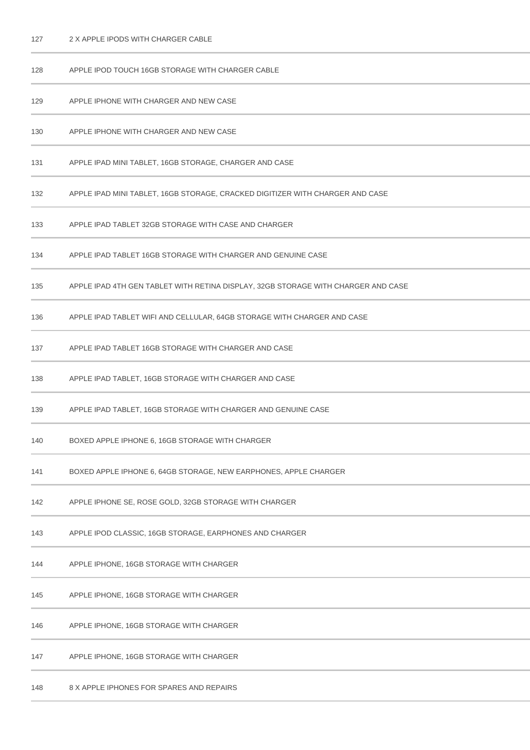| | |
|---|---|
| 127 | 2 X APPLE IPODS WITH CHARGER CABLE |
| 128 | APPLE IPOD TOUCH 16GB STORAGE WITH CHARGER CABLE |
| 129 | APPLE IPHONE WITH CHARGER AND NEW CASE |
| 130 | APPLE IPHONE WITH CHARGER AND NEW CASE |
| 131 | APPLE IPAD MINI TABLET, 16GB STORAGE, CHARGER AND CASE |
| 132 | APPLE IPAD MINI TABLET, 16GB STORAGE, CRACKED DIGITIZER WITH CHARGER AND CASE |
| 133 | APPLE IPAD TABLET 32GB STORAGE WITH CASE AND CHARGER |
| 134 | APPLE IPAD TABLET 16GB STORAGE WITH CHARGER AND GENUINE CASE |
| 135 | APPLE IPAD 4TH GEN TABLET WITH RETINA DISPLAY, 32GB STORAGE WITH CHARGER AND CASE |
| 136 | APPLE IPAD TABLET WIFI AND CELLULAR, 64GB STORAGE WITH CHARGER AND CASE |
| 137 | APPLE IPAD TABLET 16GB STORAGE WITH CHARGER AND CASE |
| 138 | APPLE IPAD TABLET, 16GB STORAGE WITH CHARGER AND CASE |
| 139 | APPLE IPAD TABLET, 16GB STORAGE WITH CHARGER AND GENUINE CASE |
| 140 | BOXED APPLE IPHONE 6, 16GB STORAGE WITH CHARGER |
| 141 | BOXED APPLE IPHONE 6, 64GB STORAGE, NEW EARPHONES, APPLE CHARGER |
| 142 | APPLE IPHONE SE, ROSE GOLD, 32GB STORAGE WITH CHARGER |
| 143 | APPLE IPOD CLASSIC, 16GB STORAGE, EARPHONES AND CHARGER |
| 144 | APPLE IPHONE, 16GB STORAGE WITH CHARGER |
| 145 | APPLE IPHONE, 16GB STORAGE WITH CHARGER |
| 146 | APPLE IPHONE, 16GB STORAGE WITH CHARGER |
| 147 | APPLE IPHONE, 16GB STORAGE WITH CHARGER |
| 148 | 8 X APPLE IPHONES FOR SPARES AND REPAIRS |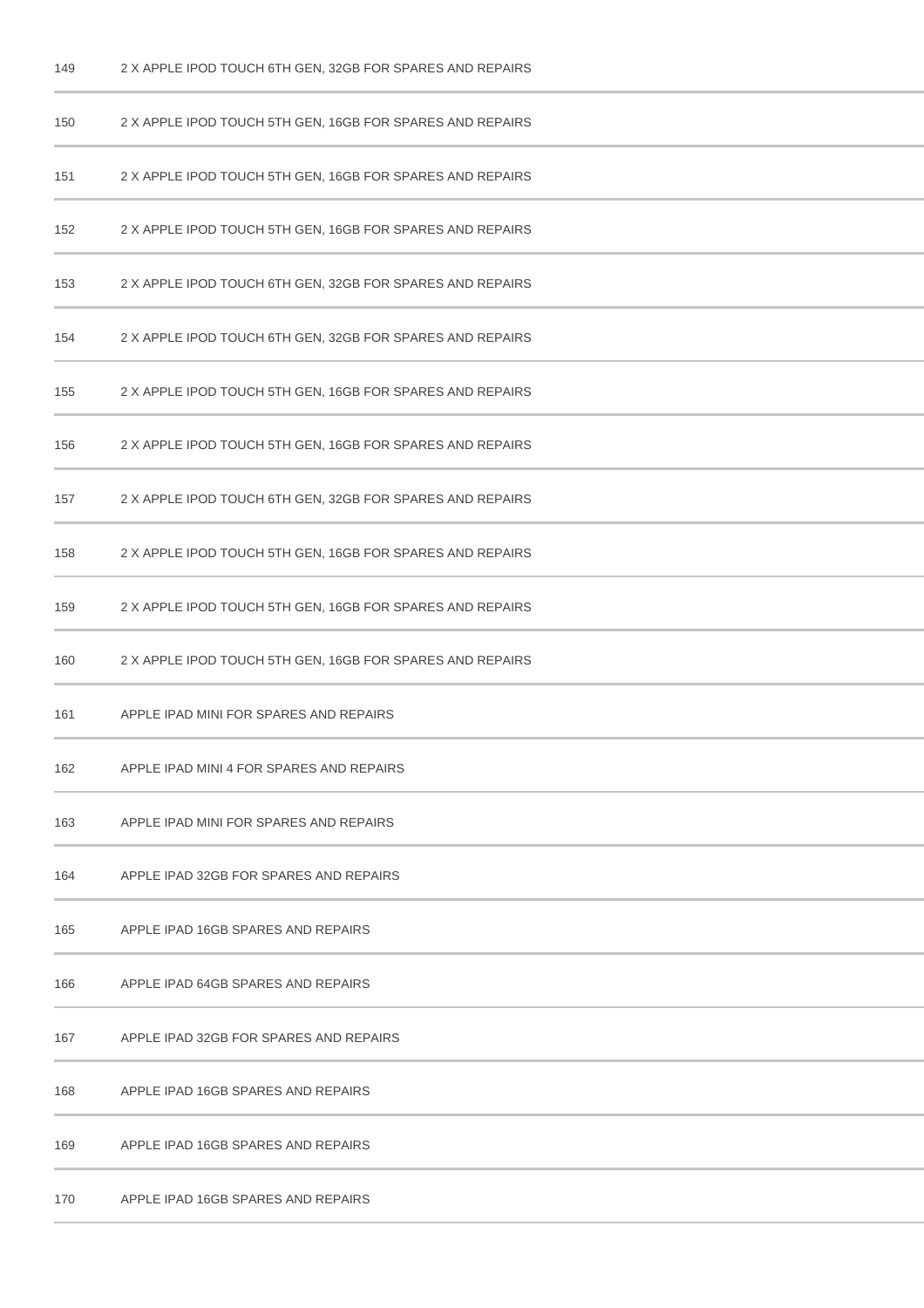| | |
|---|---|
| 149 | 2 X APPLE IPOD TOUCH 6TH GEN, 32GB FOR SPARES AND REPAIRS |
| 150 | 2 X APPLE IPOD TOUCH 5TH GEN, 16GB FOR SPARES AND REPAIRS |
| 151 | 2 X APPLE IPOD TOUCH 5TH GEN, 16GB FOR SPARES AND REPAIRS |
| 152 | 2 X APPLE IPOD TOUCH 5TH GEN, 16GB FOR SPARES AND REPAIRS |
| 153 | 2 X APPLE IPOD TOUCH 6TH GEN, 32GB FOR SPARES AND REPAIRS |
| 154 | 2 X APPLE IPOD TOUCH 6TH GEN, 32GB FOR SPARES AND REPAIRS |
| 155 | 2 X APPLE IPOD TOUCH 5TH GEN, 16GB FOR SPARES AND REPAIRS |
| 156 | 2 X APPLE IPOD TOUCH 5TH GEN, 16GB FOR SPARES AND REPAIRS |
| 157 | 2 X APPLE IPOD TOUCH 6TH GEN, 32GB FOR SPARES AND REPAIRS |
| 158 | 2 X APPLE IPOD TOUCH 5TH GEN, 16GB FOR SPARES AND REPAIRS |
| 159 | 2 X APPLE IPOD TOUCH 5TH GEN, 16GB FOR SPARES AND REPAIRS |
| 160 | 2 X APPLE IPOD TOUCH 5TH GEN, 16GB FOR SPARES AND REPAIRS |
| 161 | APPLE IPAD MINI FOR SPARES AND REPAIRS |
| 162 | APPLE IPAD MINI 4 FOR SPARES AND REPAIRS |
| 163 | APPLE IPAD MINI FOR SPARES AND REPAIRS |
| 164 | APPLE IPAD 32GB FOR SPARES AND REPAIRS |
| 165 | APPLE IPAD 16GB SPARES AND REPAIRS |
| 166 | APPLE IPAD 64GB SPARES AND REPAIRS |
| 167 | APPLE IPAD 32GB FOR SPARES AND REPAIRS |
| 168 | APPLE IPAD 16GB SPARES AND REPAIRS |
| 169 | APPLE IPAD 16GB SPARES AND REPAIRS |
| 170 | APPLE IPAD 16GB SPARES AND REPAIRS |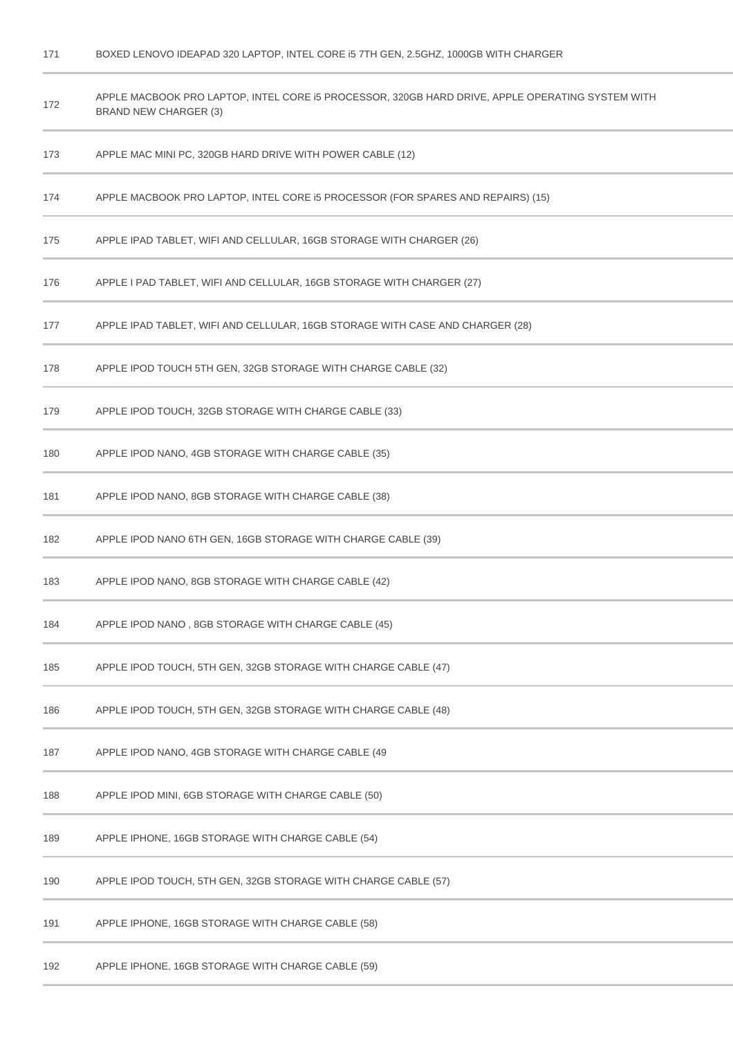| | |
|---|---|
| 171 | BOXED LENOVO IDEAPAD 320 LAPTOP, INTEL CORE i5 7TH GEN, 2.5GHZ, 1000GB WITH CHARGER |
| 172 | APPLE MACBOOK PRO LAPTOP, INTEL CORE i5 PROCESSOR, 320GB HARD DRIVE, APPLE OPERATING SYSTEM WITH BRAND NEW CHARGER (3) |
| 173 | APPLE MAC MINI PC, 320GB HARD DRIVE WITH POWER CABLE (12) |
| 174 | APPLE MACBOOK PRO LAPTOP, INTEL CORE i5 PROCESSOR (FOR SPARES AND REPAIRS) (15) |
| 175 | APPLE IPAD TABLET, WIFI AND CELLULAR, 16GB STORAGE WITH CHARGER (26) |
| 176 | APPLE I PAD TABLET, WIFI AND CELLULAR, 16GB STORAGE WITH CHARGER (27) |
| 177 | APPLE IPAD TABLET, WIFI AND CELLULAR, 16GB STORAGE WITH CASE AND CHARGER (28) |
| 178 | APPLE IPOD TOUCH 5TH GEN, 32GB STORAGE WITH CHARGE CABLE (32) |
| 179 | APPLE IPOD TOUCH, 32GB STORAGE WITH CHARGE CABLE (33) |
| 180 | APPLE IPOD NANO, 4GB STORAGE WITH CHARGE CABLE (35) |
| 181 | APPLE IPOD NANO, 8GB STORAGE WITH CHARGE CABLE (38) |
| 182 | APPLE IPOD NANO 6TH GEN, 16GB STORAGE WITH CHARGE CABLE (39) |
| 183 | APPLE IPOD NANO, 8GB STORAGE WITH CHARGE CABLE (42) |
| 184 | APPLE IPOD NANO , 8GB STORAGE WITH CHARGE CABLE (45) |
| 185 | APPLE IPOD TOUCH, 5TH GEN, 32GB STORAGE WITH CHARGE CABLE (47) |
| 186 | APPLE IPOD TOUCH, 5TH GEN, 32GB STORAGE WITH CHARGE CABLE (48) |
| 187 | APPLE IPOD NANO, 4GB STORAGE WITH CHARGE CABLE (49 |
| 188 | APPLE IPOD MINI, 6GB STORAGE WITH CHARGE CABLE (50) |
| 189 | APPLE IPHONE, 16GB STORAGE WITH CHARGE CABLE (54) |
| 190 | APPLE IPOD TOUCH, 5TH GEN, 32GB STORAGE WITH CHARGE CABLE (57) |
| 191 | APPLE IPHONE, 16GB STORAGE WITH CHARGE CABLE (58) |
| 192 | APPLE IPHONE, 16GB STORAGE WITH CHARGE CABLE (59) |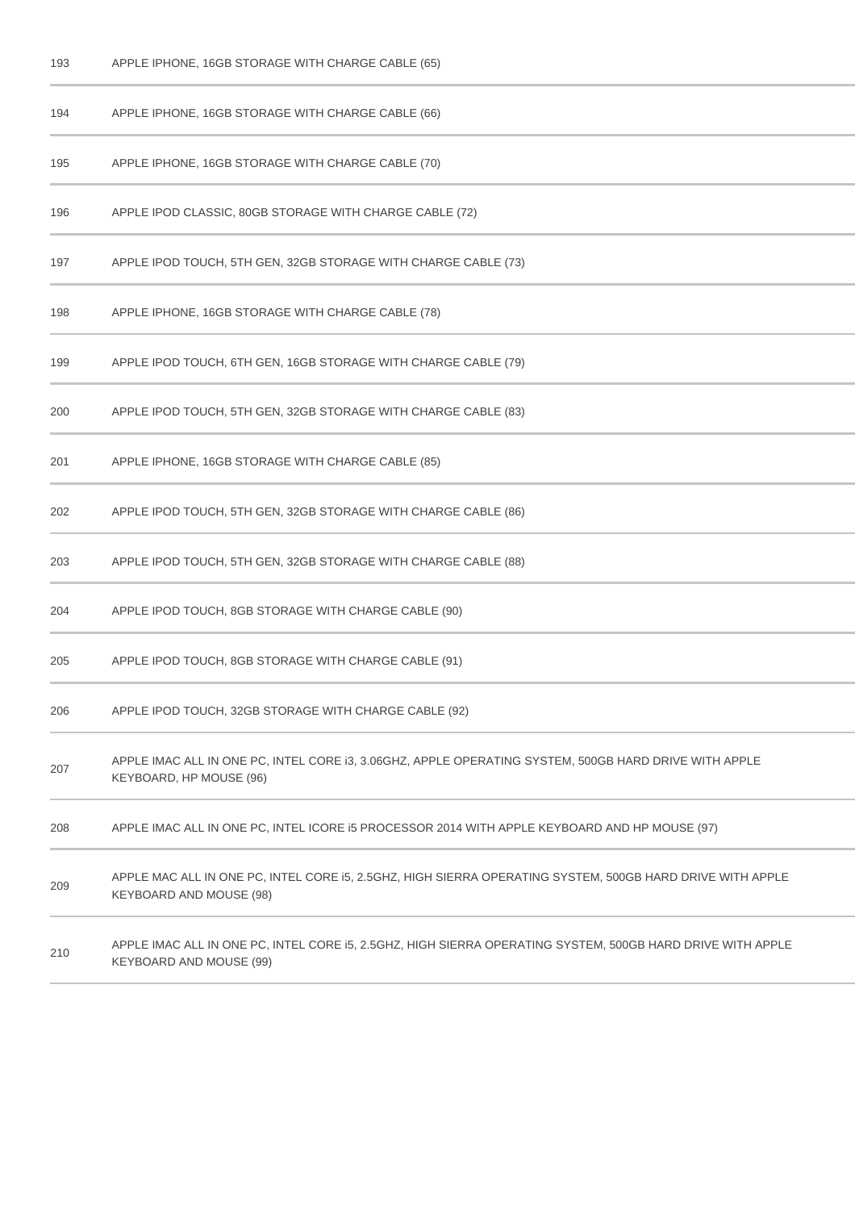| | |
|---|---|
| 193 | APPLE IPHONE, 16GB STORAGE WITH CHARGE CABLE (65) |
| 194 | APPLE IPHONE, 16GB STORAGE WITH CHARGE CABLE (66) |
| 195 | APPLE IPHONE, 16GB STORAGE WITH CHARGE CABLE (70) |
| 196 | APPLE IPOD CLASSIC, 80GB STORAGE WITH CHARGE CABLE (72) |
| 197 | APPLE IPOD TOUCH, 5TH GEN, 32GB STORAGE WITH CHARGE CABLE (73) |
| 198 | APPLE IPHONE, 16GB STORAGE WITH CHARGE CABLE (78) |
| 199 | APPLE IPOD TOUCH, 6TH GEN, 16GB STORAGE WITH CHARGE CABLE (79) |
| 200 | APPLE IPOD TOUCH, 5TH GEN, 32GB STORAGE WITH CHARGE CABLE (83) |
| 201 | APPLE IPHONE, 16GB STORAGE WITH CHARGE CABLE (85) |
| 202 | APPLE IPOD TOUCH, 5TH GEN, 32GB STORAGE WITH CHARGE CABLE (86) |
| 203 | APPLE IPOD TOUCH, 5TH GEN, 32GB STORAGE WITH CHARGE CABLE (88) |
| 204 | APPLE IPOD TOUCH, 8GB STORAGE WITH CHARGE CABLE (90) |
| 205 | APPLE IPOD TOUCH, 8GB STORAGE WITH CHARGE CABLE (91) |
| 206 | APPLE IPOD TOUCH, 32GB STORAGE WITH CHARGE CABLE (92) |
| 207 | APPLE IMAC ALL IN ONE PC, INTEL CORE i3, 3.06GHZ, APPLE OPERATING SYSTEM, 500GB HARD DRIVE WITH APPLE KEYBOARD, HP MOUSE (96) |
| 208 | APPLE IMAC ALL IN ONE PC, INTEL ICORE i5 PROCESSOR 2014 WITH APPLE KEYBOARD AND HP MOUSE (97) |
| 209 | APPLE MAC ALL IN ONE PC, INTEL CORE i5, 2.5GHZ, HIGH SIERRA OPERATING SYSTEM, 500GB HARD DRIVE WITH APPLE KEYBOARD AND MOUSE (98) |
| 210 | APPLE IMAC ALL IN ONE PC, INTEL CORE i5, 2.5GHZ, HIGH SIERRA OPERATING SYSTEM, 500GB HARD DRIVE WITH APPLE KEYBOARD AND MOUSE (99) |